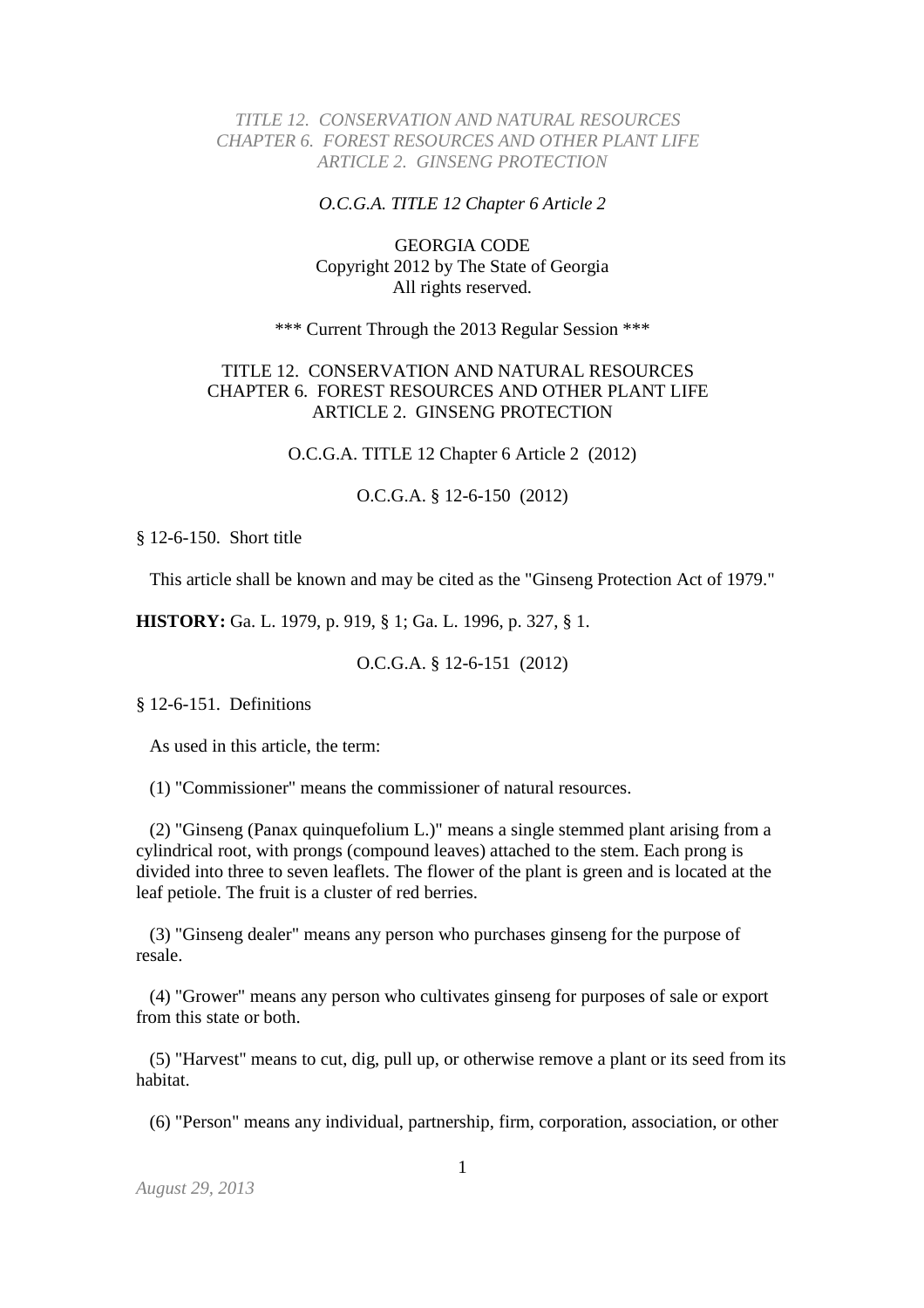*O.C.G.A. TITLE 12 Chapter 6 Article 2*

GEORGIA CODE
Copyright 2012 by The State of Georgia
All rights reserved.

\*\*\* Current Through the 2013 Regular Session \*\*\*

# TITLE 12. CONSERVATION AND NATURAL RESOURCES
## CHAPTER 6. FOREST RESOURCES AND OTHER PLANT LIFE
### ARTICLE 2. GINSENG PROTECTION

O.C.G.A. TITLE 12 Chapter 6 Article 2 (2012)

O.C.G.A. § 12-6-150 (2012)

§ 12-6-150. Short title

This article shall be known and may be cited as the "Ginseng Protection Act of 1979."

**HISTORY:** Ga. L. 1979, p. 919, § 1; Ga. L. 1996, p. 327, § 1.

O.C.G.A. § 12-6-151 (2012)

§ 12-6-151. Definitions

As used in this article, the term:

(1) "Commissioner" means the commissioner of natural resources.

(2) "Ginseng (Panax quinquefolium L.)" means a single stemmed plant arising from a cylindrical root, with prongs (compound leaves) attached to the stem. Each prong is divided into three to seven leaflets. The flower of the plant is green and is located at the leaf petiole. The fruit is a cluster of red berries.

(3) "Ginseng dealer" means any person who purchases ginseng for the purpose of resale.

(4) "Grower" means any person who cultivates ginseng for purposes of sale or export from this state or both.

(5) "Harvest" means to cut, dig, pull up, or otherwise remove a plant or its seed from its habitat.

(6) "Person" means any individual, partnership, firm, corporation, association, or other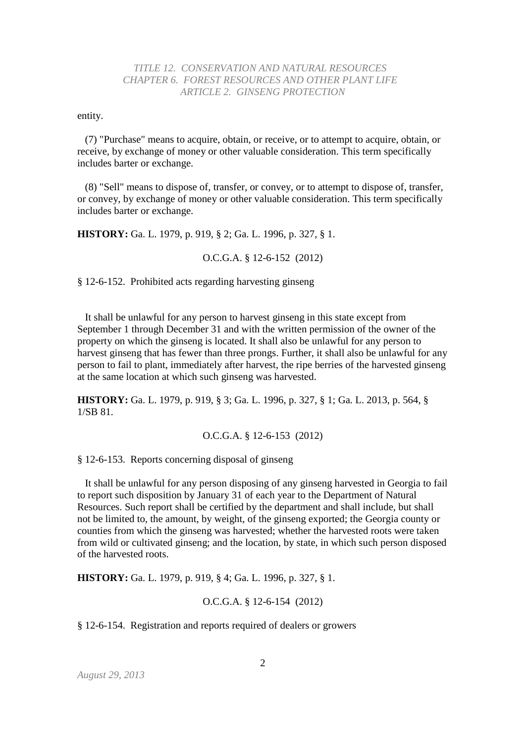entity.

(7) "Purchase" means to acquire, obtain, or receive, or to attempt to acquire, obtain, or receive, by exchange of money or other valuable consideration. This term specifically includes barter or exchange.

(8) "Sell" means to dispose of, transfer, or convey, or to attempt to dispose of, transfer, or convey, by exchange of money or other valuable consideration. This term specifically includes barter or exchange.

**HISTORY:** Ga. L. 1979, p. 919, § 2; Ga. L. 1996, p. 327, § 1.

O.C.G.A. § 12-6-152 (2012)

§ 12-6-152. Prohibited acts regarding harvesting ginseng

It shall be unlawful for any person to harvest ginseng in this state except from September 1 through December 31 and with the written permission of the owner of the property on which the ginseng is located. It shall also be unlawful for any person to harvest ginseng that has fewer than three prongs. Further, it shall also be unlawful for any person to fail to plant, immediately after harvest, the ripe berries of the harvested ginseng at the same location at which such ginseng was harvested.

**HISTORY:** Ga. L. 1979, p. 919, § 3; Ga. L. 1996, p. 327, § 1; Ga. L. 2013, p. 564, § 1/SB 81.

O.C.G.A. § 12-6-153 (2012)

§ 12-6-153. Reports concerning disposal of ginseng

It shall be unlawful for any person disposing of any ginseng harvested in Georgia to fail to report such disposition by January 31 of each year to the Department of Natural Resources. Such report shall be certified by the department and shall include, but shall not be limited to, the amount, by weight, of the ginseng exported; the Georgia county or counties from which the ginseng was harvested; whether the harvested roots were taken from wild or cultivated ginseng; and the location, by state, in which such person disposed of the harvested roots.

**HISTORY:** Ga. L. 1979, p. 919, § 4; Ga. L. 1996, p. 327, § 1.

O.C.G.A. § 12-6-154 (2012)

§ 12-6-154. Registration and reports required of dealers or growers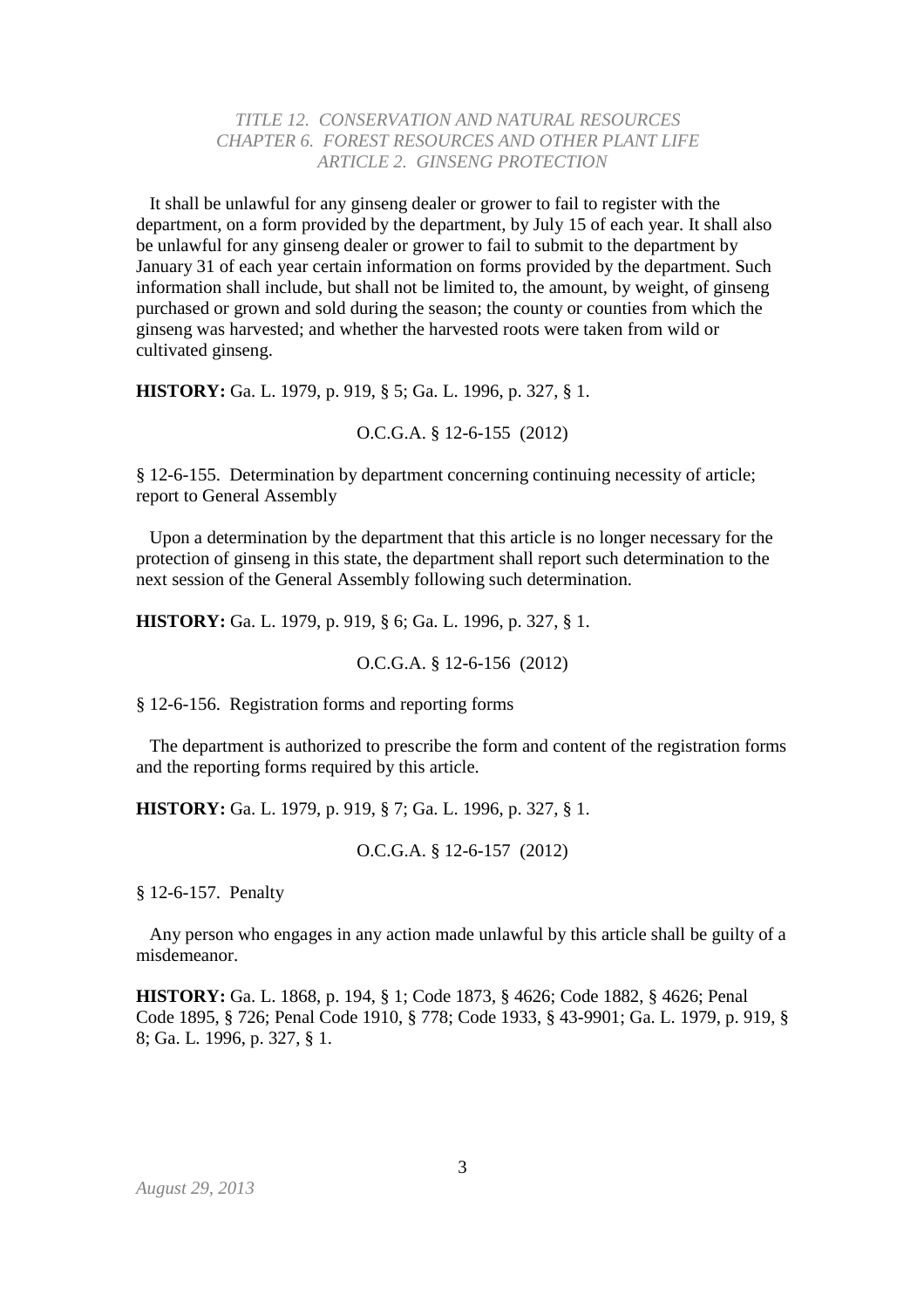It shall be unlawful for any ginseng dealer or grower to fail to register with the department, on a form provided by the department, by July 15 of each year. It shall also be unlawful for any ginseng dealer or grower to fail to submit to the department by January 31 of each year certain information on forms provided by the department. Such information shall include, but shall not be limited to, the amount, by weight, of ginseng purchased or grown and sold during the season; the county or counties from which the ginseng was harvested; and whether the harvested roots were taken from wild or cultivated ginseng.

**HISTORY:** Ga. L. 1979, p. 919, § 5; Ga. L. 1996, p. 327, § 1.

O.C.G.A. § 12-6-155 (2012)

§ 12-6-155. Determination by department concerning continuing necessity of article; report to General Assembly

Upon a determination by the department that this article is no longer necessary for the protection of ginseng in this state, the department shall report such determination to the next session of the General Assembly following such determination.

**HISTORY:** Ga. L. 1979, p. 919, § 6; Ga. L. 1996, p. 327, § 1.

O.C.G.A. § 12-6-156 (2012)

§ 12-6-156. Registration forms and reporting forms

The department is authorized to prescribe the form and content of the registration forms and the reporting forms required by this article.

**HISTORY:** Ga. L. 1979, p. 919, § 7; Ga. L. 1996, p. 327, § 1.

O.C.G.A. § 12-6-157 (2012)

§ 12-6-157. Penalty

Any person who engages in any action made unlawful by this article shall be guilty of a misdemeanor.

**HISTORY:** Ga. L. 1868, p. 194, § 1; Code 1873, § 4626; Code 1882, § 4626; Penal Code 1895, § 726; Penal Code 1910, § 778; Code 1933, § 43-9901; Ga. L. 1979, p. 919, § 8; Ga. L. 1996, p. 327, § 1.